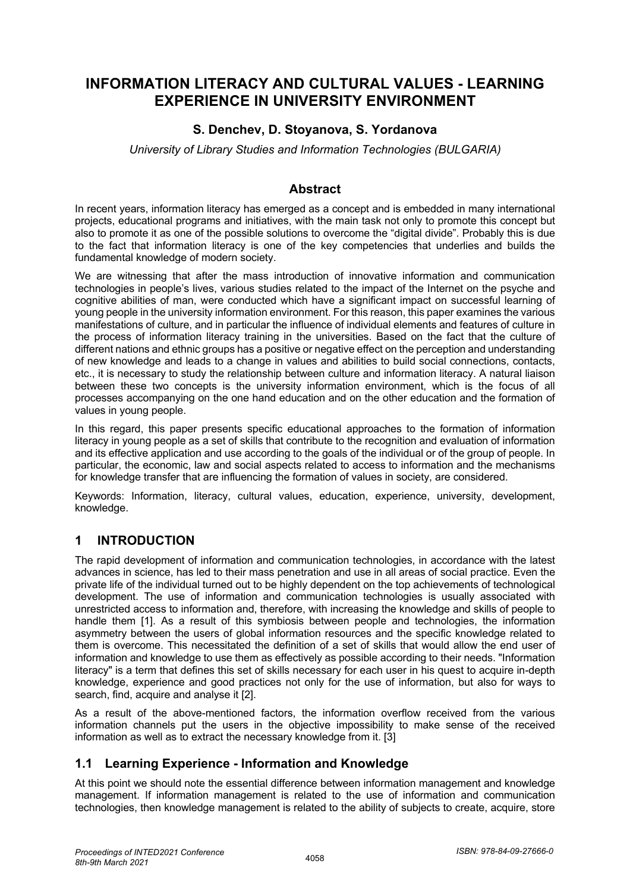# INFORMATION LITERACY AND CULTURAL VALUES - LEARNING EXPERIENCE IN UNIVERSITY ENVIRONMENT

**S. Denchev, D. Stoyanova, S. Yordanova**

*University of Library Studies and Information Technologies (BULGARIA)*

## Abstract

In recent years, information literacy has emerged as a concept and is embedded in many international projects, educational programs and initiatives, with the main task not only to promote this concept but also to promote it as one of the possible solutions to overcome the "digital divide". Probably this is due to the fact that information literacy is one of the key competencies that underlies and builds the fundamental knowledge of modern society.

We are witnessing that after the mass introduction of innovative information and communication technologies in people's lives, various studies related to the impact of the Internet on the psyche and cognitive abilities of man, were conducted which have a significant impact on successful learning of young people in the university information environment. For this reason, this paper examines the various manifestations of culture, and in particular the influence of individual elements and features of culture in the process of information literacy training in the universities. Based on the fact that the culture of different nations and ethnic groups has a positive or negative effect on the perception and understanding of new knowledge and leads to a change in values and abilities to build social connections, contacts, etc., it is necessary to study the relationship between culture and information literacy. A natural liaison between these two concepts is the university information environment, which is the focus of all processes accompanying on the one hand education and on the other education and the formation of values in young people.

In this regard, this paper presents specific educational approaches to the formation of information literacy in young people as a set of skills that contribute to the recognition and evaluation of information and its effective application and use according to the goals of the individual or of the group of people. In particular, the economic, law and social aspects related to access to information and the mechanisms for knowledge transfer that are influencing the formation of values in society, are considered.

Keywords: Information, literacy, cultural values, education, experience, university, development, knowledge.

## 1 INTRODUCTION

The rapid development of information and communication technologies, in accordance with the latest advances in science, has led to their mass penetration and use in all areas of social practice. Even the private life of the individual turned out to be highly dependent on the top achievements of technological development. The use of information and communication technologies is usually associated with unrestricted access to information and, therefore, with increasing the knowledge and skills of people to handle them [1]. As a result of this symbiosis between people and technologies, the information asymmetry between the users of global information resources and the specific knowledge related to them is overcome. This necessitated the definition of a set of skills that would allow the end user of information and knowledge to use them as effectively as possible according to their needs. "Information literacy" is a term that defines this set of skills necessary for each user in his quest to acquire in-depth knowledge, experience and good practices not only for the use of information, but also for ways to search, find, acquire and analyse it [2].

As a result of the above-mentioned factors, the information overflow received from the various information channels put the users in the objective impossibility to make sense of the received information as well as to extract the necessary knowledge from it. [3]

### 1.1 Learning Experience - Information and Knowledge

At this point we should note the essential difference between information management and knowledge management. If information management is related to the use of information and communication technologies, then knowledge management is related to the ability of subjects to create, acquire, store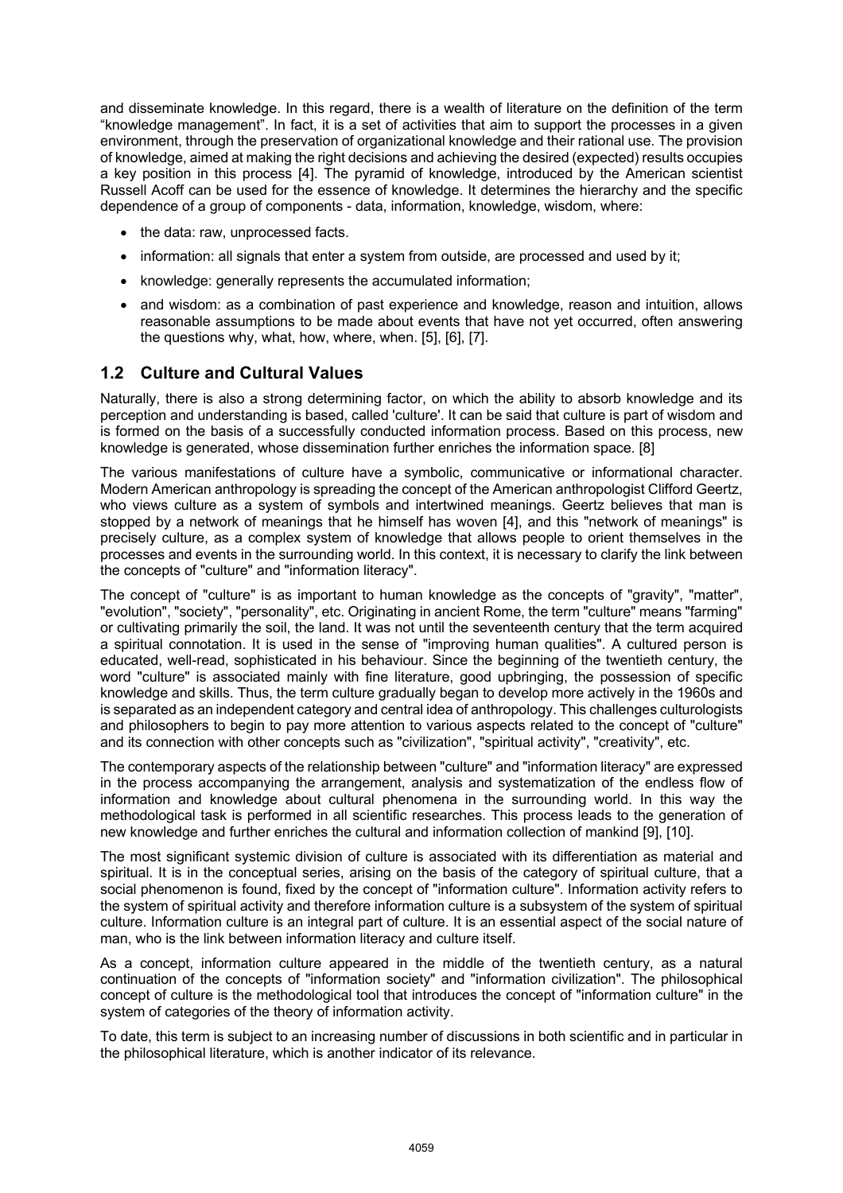and disseminate knowledge. In this regard, there is a wealth of literature on the definition of the term "knowledge management". In fact, it is a set of activities that aim to support the processes in a given environment, through the preservation of organizational knowledge and their rational use. The provision of knowledge, aimed at making the right decisions and achieving the desired (expected) results occupies a key position in this process [4]. The pyramid of knowledge, introduced by the American scientist Russell Acoff can be used for the essence of knowledge. It determines the hierarchy and the specific dependence of a group of components - data, information, knowledge, wisdom, where:

- the data: raw, unprocessed facts.
- information: all signals that enter a system from outside, are processed and used by it;
- knowledge: generally represents the accumulated information;
- and wisdom: as a combination of past experience and knowledge, reason and intuition, allows reasonable assumptions to be made about events that have not yet occurred, often answering the questions why, what, how, where, when. [5], [6], [7].

## 1.2 Culture and Cultural Values

Naturally, there is also a strong determining factor, on which the ability to absorb knowledge and its perception and understanding is based, called 'culture'. It can be said that culture is part of wisdom and is formed on the basis of a successfully conducted information process. Based on this process, new knowledge is generated, whose dissemination further enriches the information space. [8]

The various manifestations of culture have a symbolic, communicative or informational character. Modern American anthropology is spreading the concept of the American anthropologist Clifford Geertz, who views culture as a system of symbols and intertwined meanings. Geertz believes that man is stopped by a network of meanings that he himself has woven [4], and this "network of meanings" is precisely culture, as a complex system of knowledge that allows people to orient themselves in the processes and events in the surrounding world. In this context, it is necessary to clarify the link between the concepts of "culture" and "information literacy".

The concept of "culture" is as important to human knowledge as the concepts of "gravity", "matter", "evolution", "society", "personality", etc. Originating in ancient Rome, the term "culture" means "farming" or cultivating primarily the soil, the land. It was not until the seventeenth century that the term acquired a spiritual connotation. It is used in the sense of "improving human qualities". A cultured person is educated, well-read, sophisticated in his behaviour. Since the beginning of the twentieth century, the word "culture" is associated mainly with fine literature, good upbringing, the possession of specific knowledge and skills. Thus, the term culture gradually began to develop more actively in the 1960s and is separated as an independent category and central idea of anthropology. This challenges culturologists and philosophers to begin to pay more attention to various aspects related to the concept of "culture" and its connection with other concepts such as "civilization", "spiritual activity", "creativity", etc.

The contemporary aspects of the relationship between "culture" and "information literacy" are expressed in the process accompanying the arrangement, analysis and systematization of the endless flow of information and knowledge about cultural phenomena in the surrounding world. In this way the methodological task is performed in all scientific researches. This process leads to the generation of new knowledge and further enriches the cultural and information collection of mankind [9], [10].

The most significant systemic division of culture is associated with its differentiation as material and spiritual. It is in the conceptual series, arising on the basis of the category of spiritual culture, that a social phenomenon is found, fixed by the concept of "information culture". Information activity refers to the system of spiritual activity and therefore information culture is a subsystem of the system of spiritual culture. Information culture is an integral part of culture. It is an essential aspect of the social nature of man, who is the link between information literacy and culture itself.

As a concept, information culture appeared in the middle of the twentieth century, as a natural continuation of the concepts of "information society" and "information civilization". The philosophical concept of culture is the methodological tool that introduces the concept of "information culture" in the system of categories of the theory of information activity.

To date, this term is subject to an increasing number of discussions in both scientific and in particular in the philosophical literature, which is another indicator of its relevance.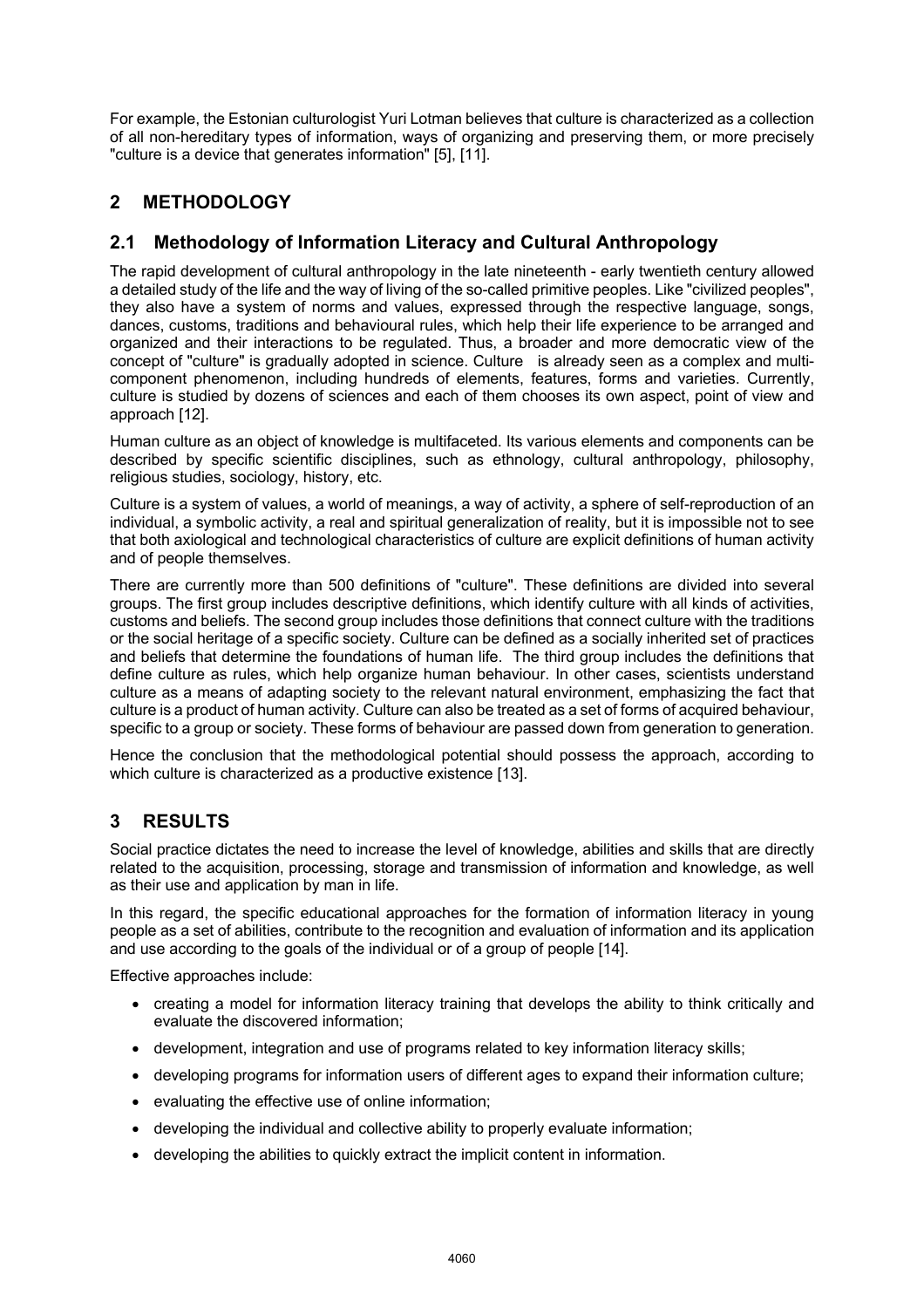For example, the Estonian culturologist Yuri Lotman believes that culture is characterized as a collection of all non-hereditary types of information, ways of organizing and preserving them, or more precisely "culture is a device that generates information" [5], [11].

## 2 METHODOLOGY

### 2.1 Methodology of Information Literacy and Cultural Anthropology

The rapid development of cultural anthropology in the late nineteenth - early twentieth century allowed a detailed study of the life and the way of living of the so-called primitive peoples. Like "civilized peoples", they also have a system of norms and values, expressed through the respective language, songs, dances, customs, traditions and behavioural rules, which help their life experience to be arranged and organized and their interactions to be regulated. Thus, a broader and more democratic view of the concept of "culture" is gradually adopted in science. Culture is already seen as a complex and multi-component phenomenon, including hundreds of elements, features, forms and varieties. Currently, culture is studied by dozens of sciences and each of them chooses its own aspect, point of view and approach [12].

Human culture as an object of knowledge is multifaceted. Its various elements and components can be described by specific scientific disciplines, such as ethnology, cultural anthropology, philosophy, religious studies, sociology, history, etc.

Culture is a system of values, a world of meanings, a way of activity, a sphere of self-reproduction of an individual, a symbolic activity, a real and spiritual generalization of reality, but it is impossible not to see that both axiological and technological characteristics of culture are explicit definitions of human activity and of people themselves.

There are currently more than 500 definitions of "culture". These definitions are divided into several groups. The first group includes descriptive definitions, which identify culture with all kinds of activities, customs and beliefs. The second group includes those definitions that connect culture with the traditions or the social heritage of a specific society. Culture can be defined as a socially inherited set of practices and beliefs that determine the foundations of human life. The third group includes the definitions that define culture as rules, which help organize human behaviour. In other cases, scientists understand culture as a means of adapting society to the relevant natural environment, emphasizing the fact that culture is a product of human activity. Culture can also be treated as a set of forms of acquired behaviour, specific to a group or society. These forms of behaviour are passed down from generation to generation.

Hence the conclusion that the methodological potential should possess the approach, according to which culture is characterized as a productive existence [13].

## 3 RESULTS

Social practice dictates the need to increase the level of knowledge, abilities and skills that are directly related to the acquisition, processing, storage and transmission of information and knowledge, as well as their use and application by man in life.

In this regard, the specific educational approaches for the formation of information literacy in young people as a set of abilities, contribute to the recognition and evaluation of information and its application and use according to the goals of the individual or of a group of people [14].

Effective approaches include:

- creating a model for information literacy training that develops the ability to think critically and evaluate the discovered information;
- development, integration and use of programs related to key information literacy skills;
- developing programs for information users of different ages to expand their information culture;
- evaluating the effective use of online information;
- developing the individual and collective ability to properly evaluate information;
- developing the abilities to quickly extract the implicit content in information.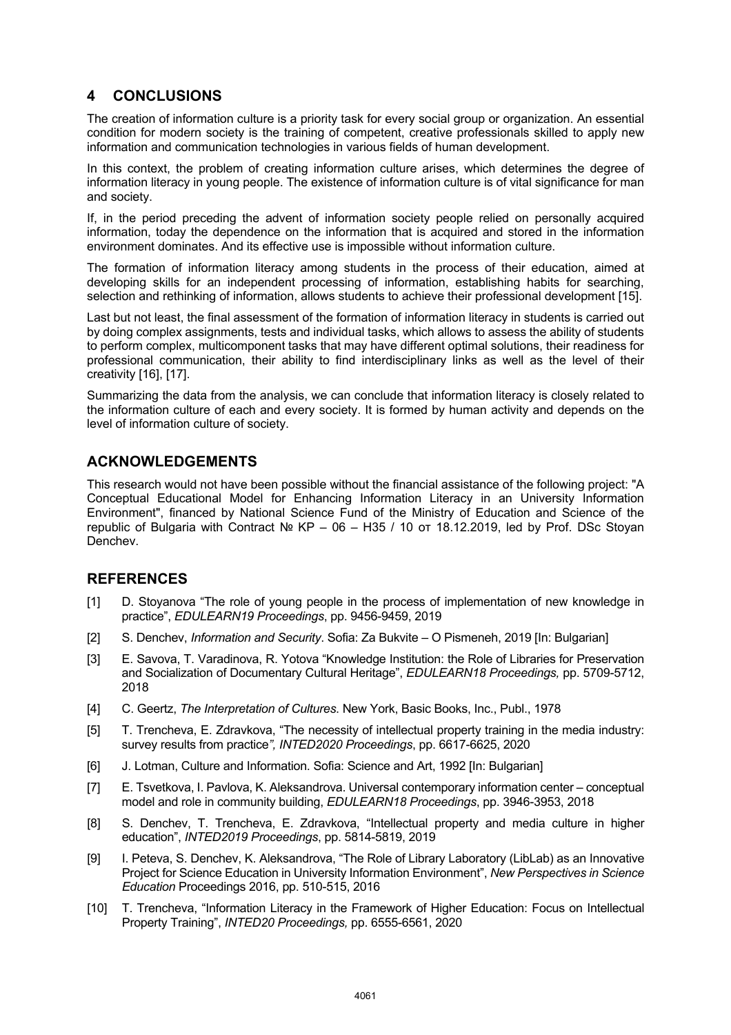## 4 CONCLUSIONS

The creation of information culture is a priority task for every social group or organization. An essential condition for modern society is the training of competent, creative professionals skilled to apply new information and communication technologies in various fields of human development.

In this context, the problem of creating information culture arises, which determines the degree of information literacy in young people. The existence of information culture is of vital significance for man and society.

If, in the period preceding the advent of information society people relied on personally acquired information, today the dependence on the information that is acquired and stored in the information environment dominates. And its effective use is impossible without information culture.

The formation of information literacy among students in the process of their education, aimed at developing skills for an independent processing of information, establishing habits for searching, selection and rethinking of information, allows students to achieve their professional development [15].

Last but not least, the final assessment of the formation of information literacy in students is carried out by doing complex assignments, tests and individual tasks, which allows to assess the ability of students to perform complex, multicomponent tasks that may have different optimal solutions, their readiness for professional communication, their ability to find interdisciplinary links as well as the level of their creativity [16], [17].

Summarizing the data from the analysis, we can conclude that information literacy is closely related to the information culture of each and every society. It is formed by human activity and depends on the level of information culture of society.

## ACKNOWLEDGEMENTS

This research would not have been possible without the financial assistance of the following project: "A Conceptual Educational Model for Enhancing Information Literacy in an University Information Environment", financed by National Science Fund of the Ministry of Education and Science of the republic of Bulgaria with Contract № KP – 06 – H35 / 10 от 18.12.2019, led by Prof. DSc Stoyan Denchev.

## REFERENCES

[1] D. Stoyanova "The role of young people in the process of implementation of new knowledge in practice", *EDULEARN19 Proceedings*, pp. 9456-9459, 2019

[2] S. Denchev, *Information and Security*. Sofia: Za Bukvite – O Pismeneh, 2019 [In: Bulgarian]

[3] E. Savova, T. Varadinova, R. Yotova "Knowledge Institution: the Role of Libraries for Preservation and Socialization of Documentary Cultural Heritage", *EDULEARN18 Proceedings,* pp. 5709-5712, 2018

[4] C. Geertz, *The Interpretation of Cultures.* New York, Basic Books, Inc., Publ., 1978

[5] T. Trencheva, E. Zdravkova, "The necessity of intellectual property training in the media industry: survey results from practice*", INTED2020 Proceedings*, pp. 6617-6625, 2020

[6] J. Lotman, Culture and Information. Sofia: Science and Art, 1992 [In: Bulgarian]

[7] E. Tsvetkova, I. Pavlova, K. Aleksandrova. Universal contemporary information center – conceptual model and role in community building, *EDULEARN18 Proceedings*, pp. 3946-3953, 2018

[8] S. Denchev, T. Trencheva, E. Zdravkova, "Intellectual property and media culture in higher education", *INTED2019 Proceedings*, pp. 5814-5819, 2019

[9] I. Peteva, S. Denchev, K. Aleksandrova, "The Role of Library Laboratory (LibLab) as an Innovative Project for Science Education in University Information Environment", *New Perspectives in Science Education* Proceedings 2016, pp. 510-515, 2016

[10] T. Trencheva, "Information Literacy in the Framework of Higher Education: Focus on Intellectual Property Training", *INTED20 Proceedings,* pp. 6555-6561, 2020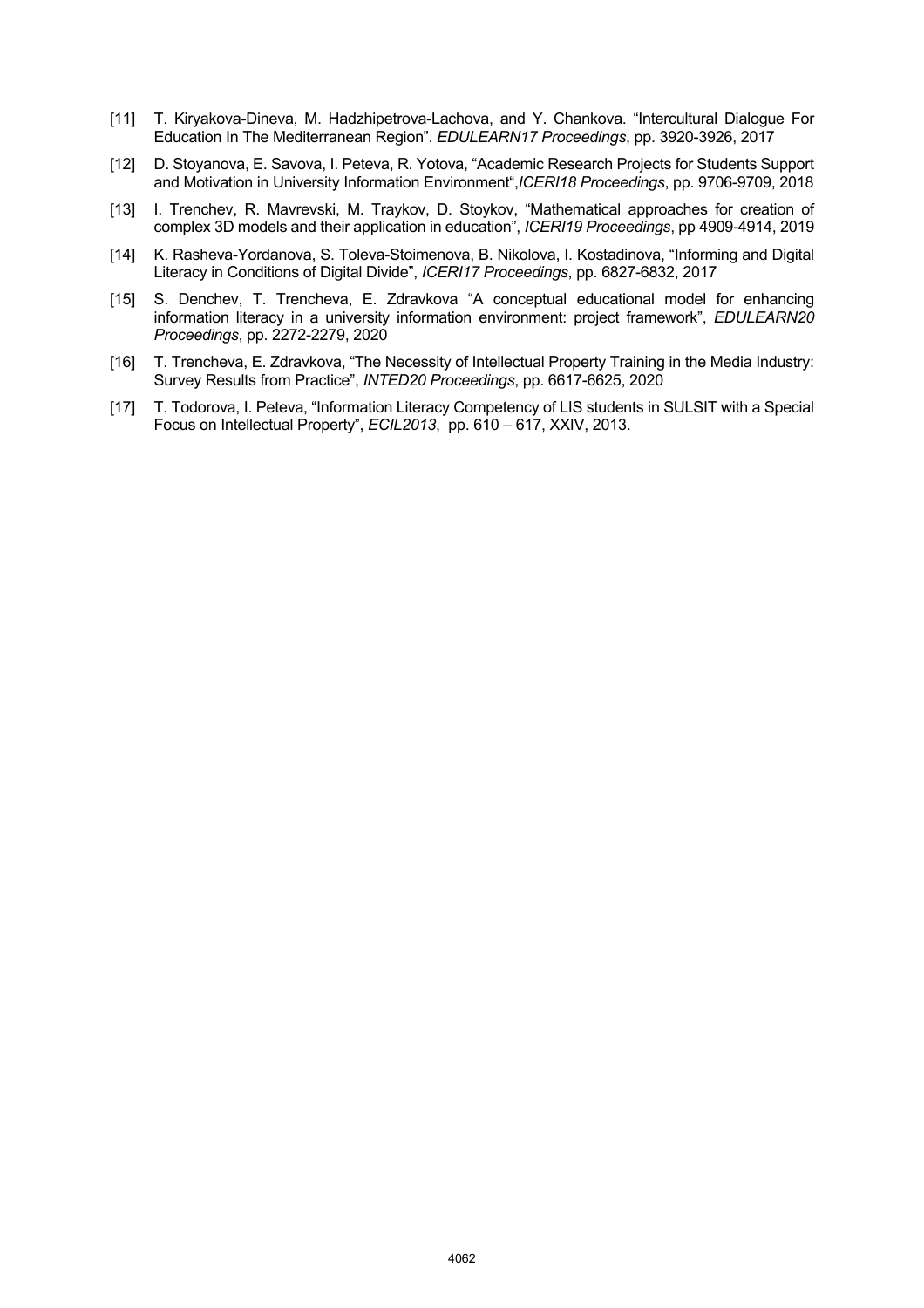[11] T. Kiryakova-Dineva, M. Hadzhipetrova-Lachova, and Y. Chankova. “Intercultural Dialogue For Education In The Mediterranean Region”. *EDULEARN17 Proceedings*, pp. 3920-3926, 2017

[12] D. Stoyanova, E. Savova, I. Peteva, R. Yotova, “Academic Research Projects for Students Support and Motivation in University Information Environment“,*ICERI18 Proceedings*, pp. 9706-9709, 2018

[13] I. Trenchev, R. Mavrevski, M. Traykov, D. Stoykov, “Mathematical approaches for creation of complex 3D models and their application in education”, *ICERI19 Proceedings*, pp 4909-4914, 2019

[14] K. Rasheva-Yordanova, S. Toleva-Stoimenova, B. Nikolova, I. Kostadinova, “Informing and Digital Literacy in Conditions of Digital Divide”, *ICERI17 Proceedings*, pp. 6827-6832, 2017

[15] S. Denchev, T. Trencheva, E. Zdravkova “A conceptual educational model for enhancing information literacy in a university information environment: project framework”, *EDULEARN20 Proceedings*, pp. 2272-2279, 2020

[16] T. Trencheva, E. Zdravkova, “The Necessity of Intellectual Property Training in the Media Industry: Survey Results from Practice”, *INTED20 Proceedings*, pp. 6617-6625, 2020

[17] T. Todorova, I. Peteva, “Information Literacy Competency of LIS students in SULSIT with a Special Focus on Intellectual Property”, *ECIL2013*, pp. 610 – 617, XXIV, 2013.